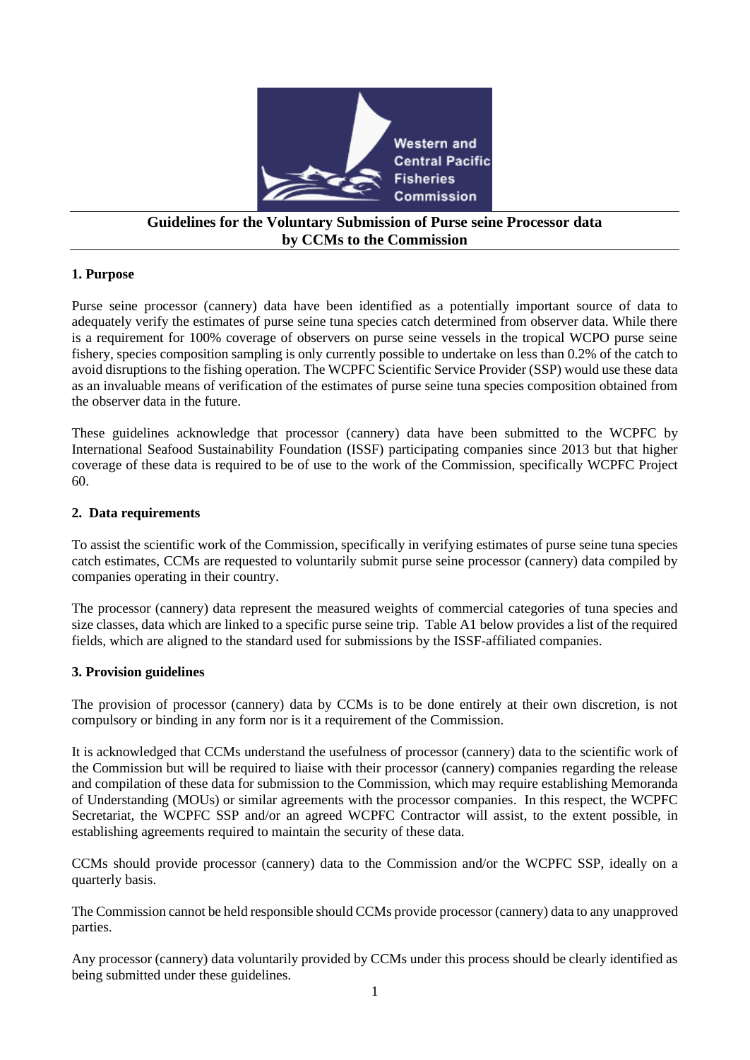# Guidelines for the Voluntary Submission of Purse seine Processor data by CCMs to the Commission

## 1. Purpose

Purse seine processor (cannery) data have been identified as a potentially important source of data to adequately verify the estimates of purse seine tuna species catch determined from observer data. While there is a requirement for 100% coverage of observers on purse seine vessels in the tropical WCPO purse seine fishery, species composition sampling is only currently possible to undertake on less than 0.2% of the catch to avoid disruptions to the fishing operation. The WCPFC Scientific Service Provider (SSP) would use these data as an invaluable means of verification of the estimates of purse seine tuna species composition obtained from the observer data in the future.

These guidelines acknowledge that processor (cannery) data have been submitted to the WCPFC by International Seafood Sustainability Foundation (ISSF) participating companies since 2013 but that higher coverage of these data is required to be of use to the work of the Commission, specifically WCPFC Project 60.

## 2. Data requirements

To assist the scientific work of the Commission, specifically in verifying estimates of purse seine tuna species catch estimates, CCMs are requested to voluntarily submit purse seine processor (cannery) data compiled by companies operating in their country.

The processor (cannery) data represent the measured weights of commercial categories of tuna species and size classes, data which are linked to a specific purse seine trip. Table A1 below provides a list of the required fields, which are aligned to the standard used for submissions by the ISSF-affiliated companies.

## 3. Provision guidelines

The provision of processor (cannery) data by CCMs is to be done entirely at their own discretion, is not compulsory or binding in any form nor is it a requirement of the Commission.

It is acknowledged that CCMs understand the usefulness of processor (cannery) data to the scientific work of the Commission but will be required to liaise with their processor (cannery) companies regarding the release and compilation of these data for submission to the Commission, which may require establishing Memoranda of Understanding (MOUs) or similar agreements with the processor companies. In this respect, the WCPFC Secretariat, the WCPFC SSP and/or an agreed WCPFC Contractor will assist, to the extent possible, in establishing agreements required to maintain the security of these data.

CCMs should provide processor (cannery) data to the Commission and/or the WCPFC SSP, ideally on a quarterly basis.

The Commission cannot be held responsible should CCMs provide processor (cannery) data to any unapproved parties.

Any processor (cannery) data voluntarily provided by CCMs under this process should be clearly identified as being submitted under these guidelines.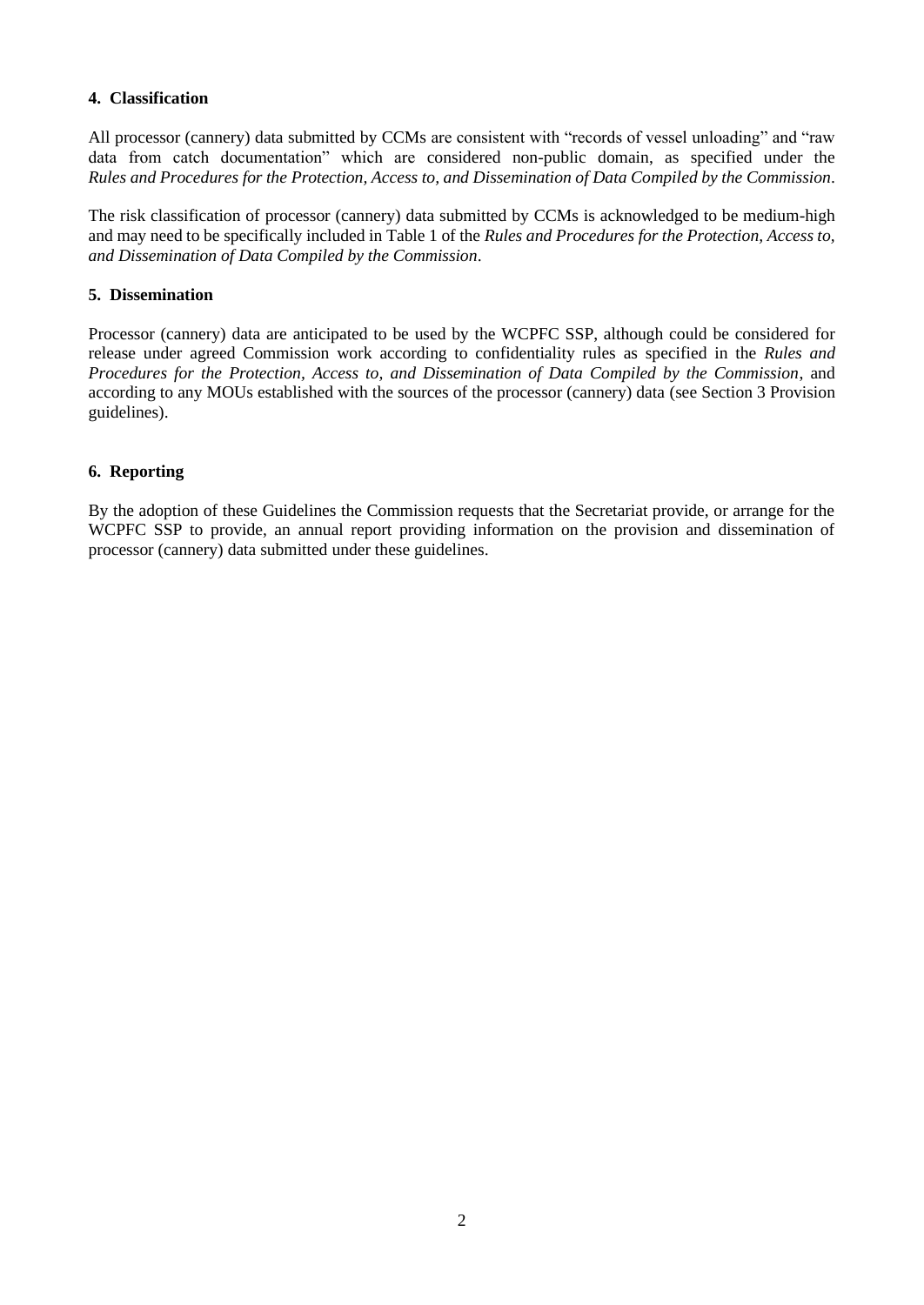## 4. Classification

All processor (cannery) data submitted by CCMs are consistent with "records of vessel unloading" and "raw data from catch documentation" which are considered non-public domain, as specified under the *Rules and Procedures for the Protection, Access to, and Dissemination of Data Compiled by the Commission*.

The risk classification of processor (cannery) data submitted by CCMs is acknowledged to be medium-high and may need to be specifically included in Table 1 of the *Rules and Procedures for the Protection, Access to, and Dissemination of Data Compiled by the Commission*.

## 5. Dissemination

Processor (cannery) data are anticipated to be used by the WCPFC SSP, although could be considered for release under agreed Commission work according to confidentiality rules as specified in the *Rules and Procedures for the Protection, Access to, and Dissemination of Data Compiled by the Commission*, and according to any MOUs established with the sources of the processor (cannery) data (see Section 3 Provision guidelines).

## 6. Reporting

By the adoption of these Guidelines the Commission requests that the Secretariat provide, or arrange for the WCPFC SSP to provide, an annual report providing information on the provision and dissemination of processor (cannery) data submitted under these guidelines.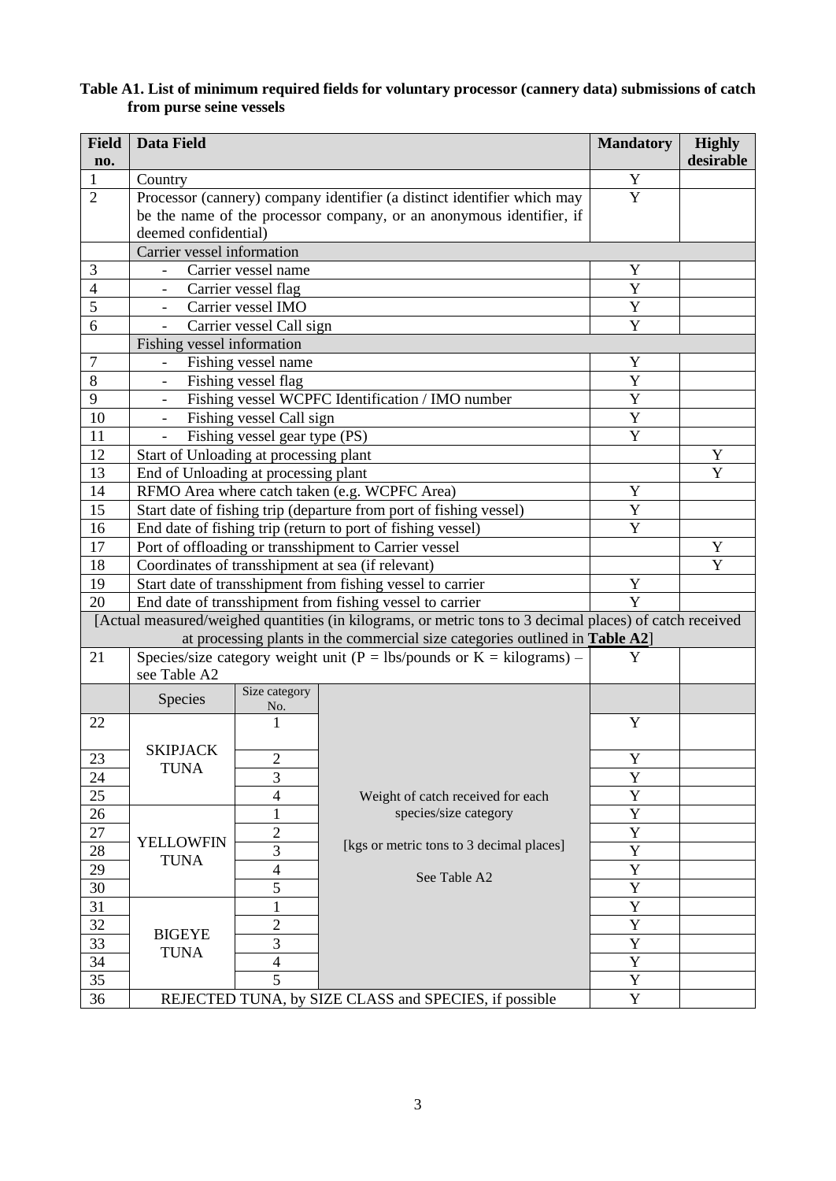**Table A1. List of minimum required fields for voluntary processor (cannery data) submissions of catch from purse seine vessels**

| Field no. | Data Field | | | Mandatory | Highly desirable |
|---|---|---|---|---|---|
| 1 | Country | | | Y | |
| 2 | Processor (cannery) company identifier (a distinct identifier which may be the name of the processor company, or an anonymous identifier, if deemed confidential) | | | Y | |
| | Carrier vessel information | | | | |
| 3 | - Carrier vessel name | | | Y | |
| 4 | - Carrier vessel flag | | | Y | |
| 5 | - Carrier vessel IMO | | | Y | |
| 6 | - Carrier vessel Call sign | | | Y | |
| | Fishing vessel information | | | | |
| 7 | - Fishing vessel name | | | Y | |
| 8 | - Fishing vessel flag | | | Y | |
| 9 | - Fishing vessel WCPFC Identification / IMO number | | | Y | |
| 10 | - Fishing vessel Call sign | | | Y | |
| 11 | - Fishing vessel gear type (PS) | | | Y | |
| 12 | Start of Unloading at processing plant | | | | Y |
| 13 | End of Unloading at processing plant | | | | Y |
| 14 | RFMO Area where catch taken (e.g. WCPFC Area) | | | Y | |
| 15 | Start date of fishing trip (departure from port of fishing vessel) | | | Y | |
| 16 | End date of fishing trip (return to port of fishing vessel) | | | Y | |
| 17 | Port of offloading or transshipment to Carrier vessel | | | | Y |
| 18 | Coordinates of transshipment at sea (if relevant) | | | | Y |
| 19 | Start date of transshipment from fishing vessel to carrier | | | Y | |
| 20 | End date of transshipment from fishing vessel to carrier | | | Y | |
| [Actual measured/weighed quantities (in kilograms, or metric tons to 3 decimal places) of catch received at processing plants in the commercial size categories outlined in **Table A2**] | | | | | |
| 21 | Species/size category weight unit (P = lbs/pounds or K = kilograms) – see Table A2 | | | Y | |
| | Species | Size category No. | | | |
| 22 | SKIPJACK TUNA | 1 | Weight of catch received for each species/size category [kgs or metric tons to 3 decimal places] See Table A2 | Y | |
| 23 | SKIPJACK TUNA | 2 | | Y | |
| 24 | SKIPJACK TUNA | 3 | | Y | |
| 25 | SKIPJACK TUNA | 4 | | Y | |
| 26 | YELLOWFIN TUNA | 1 | | Y | |
| 27 | YELLOWFIN TUNA | 2 | | Y | |
| 28 | YELLOWFIN TUNA | 3 | | Y | |
| 29 | YELLOWFIN TUNA | 4 | | Y | |
| 30 | YELLOWFIN TUNA | 5 | | Y | |
| 31 | BIGEYE TUNA | 1 | | Y | |
| 32 | BIGEYE TUNA | 2 | | Y | |
| 33 | BIGEYE TUNA | 3 | | Y | |
| 34 | BIGEYE TUNA | 4 | | Y | |
| 35 | BIGEYE TUNA | 5 | | Y | |
| 36 | REJECTED TUNA, by SIZE CLASS and SPECIES, if possible | | | Y | |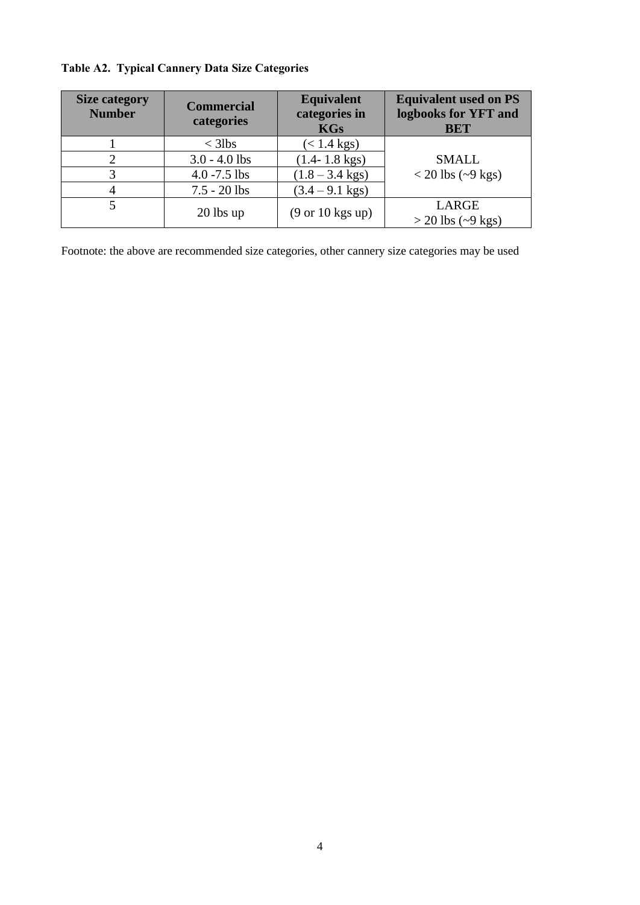**Table A2. Typical Cannery Data Size Categories**

| Size category Number | Commercial categories | Equivalent categories in KGs | Equivalent used on PS logbooks for YFT and BET |
|---|---|---|---|
| 1 | < 3lbs | (< 1.4 kgs) | SMALL < 20 lbs (~9 kgs) |
| 2 | 3.0 - 4.0 lbs | (1.4- 1.8 kgs) | |
| 3 | 4.0 -7.5 lbs | (1.8 – 3.4 kgs) | |
| 4 | 7.5 - 20 lbs | (3.4 – 9.1 kgs) | |
| 5 | 20 lbs up | (9 or 10 kgs up) | LARGE > 20 lbs (~9 kgs) |

Footnote: the above are recommended size categories, other cannery size categories may be used